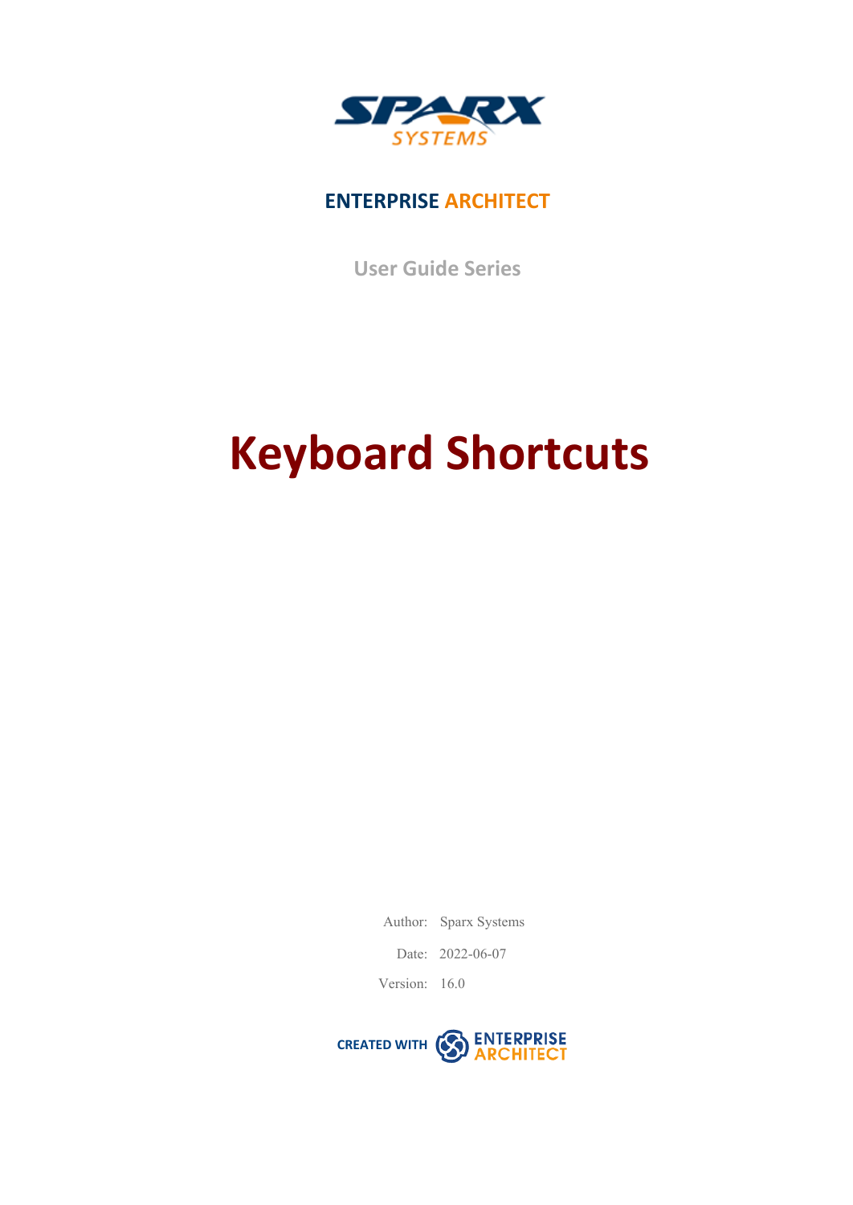ENTERPRISE ARCHITECT

User Guide Series

# Keyboard Shortcuts

Author: Sparx Systems

Date: 2022-06-07

Version: 16.0

CREATED WITH ENTERPRISE ARCHITECT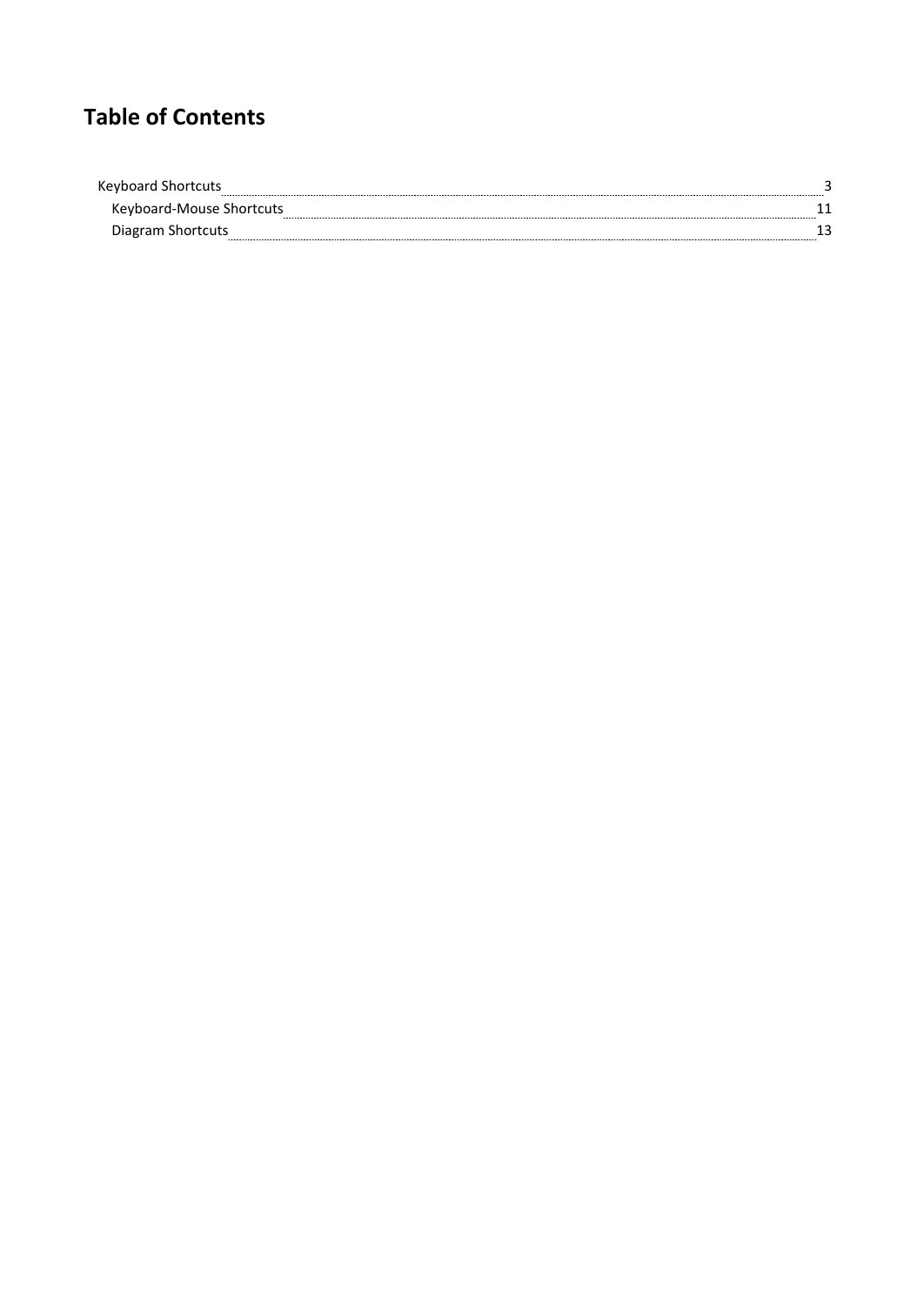# Table of Contents

- Keyboard Shortcuts ........ 3
  - Keyboard-Mouse Shortcuts ........ 11
  - Diagram Shortcuts ........ 13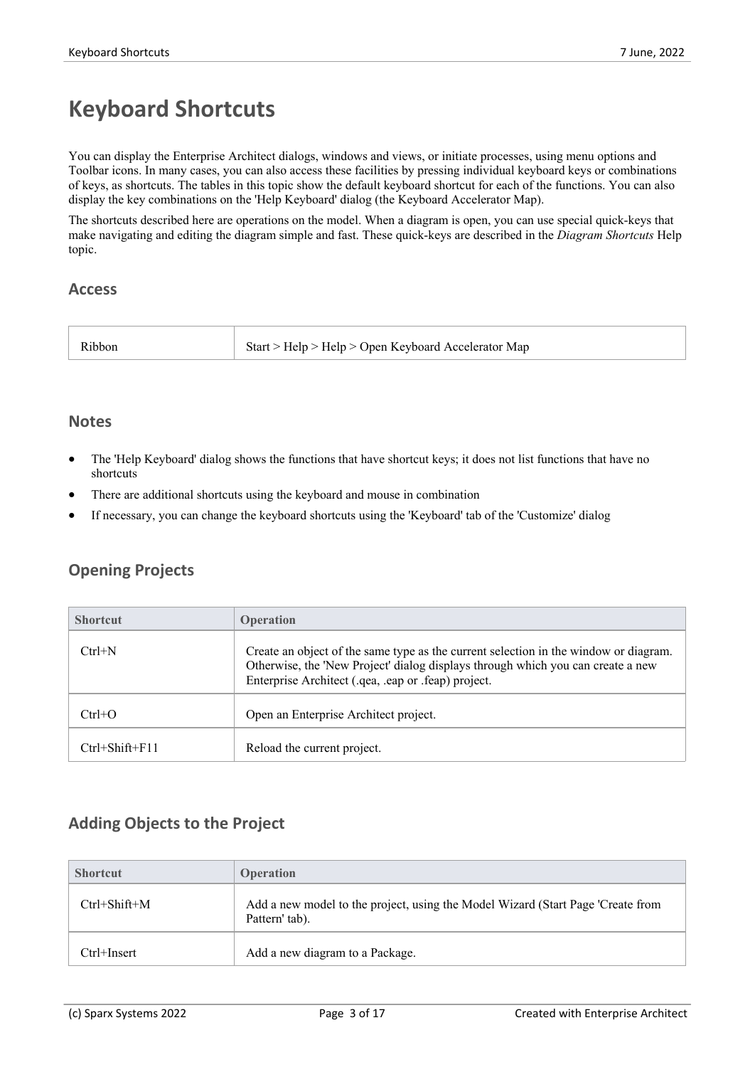# Keyboard Shortcuts

You can display the Enterprise Architect dialogs, windows and views, or initiate processes, using menu options and Toolbar icons. In many cases, you can also access these facilities by pressing individual keyboard keys or combinations of keys, as shortcuts. The tables in this topic show the default keyboard shortcut for each of the functions. You can also display the key combinations on the 'Help Keyboard' dialog (the Keyboard Accelerator Map).

The shortcuts described here are operations on the model. When a diagram is open, you can use special quick-keys that make navigating and editing the diagram simple and fast. These quick-keys are described in the *Diagram Shortcuts* Help topic.

## Access

| | |
|---|---|
| Ribbon | Start > Help > Help > Open Keyboard Accelerator Map |

## Notes

- The 'Help Keyboard' dialog shows the functions that have shortcut keys; it does not list functions that have no shortcuts
- There are additional shortcuts using the keyboard and mouse in combination
- If necessary, you can change the keyboard shortcuts using the 'Keyboard' tab of the 'Customize' dialog

## Opening Projects

| Shortcut | Operation |
|---|---|
| Ctrl+N | Create an object of the same type as the current selection in the window or diagram. Otherwise, the 'New Project' dialog displays through which you can create a new Enterprise Architect (.qea, .eap or .feap) project. |
| Ctrl+O | Open an Enterprise Architect project. |
| Ctrl+Shift+F11 | Reload the current project. |

## Adding Objects to the Project

| Shortcut | Operation |
|---|---|
| Ctrl+Shift+M | Add a new model to the project, using the Model Wizard (Start Page 'Create from Pattern' tab). |
| Ctrl+Insert | Add a new diagram to a Package. |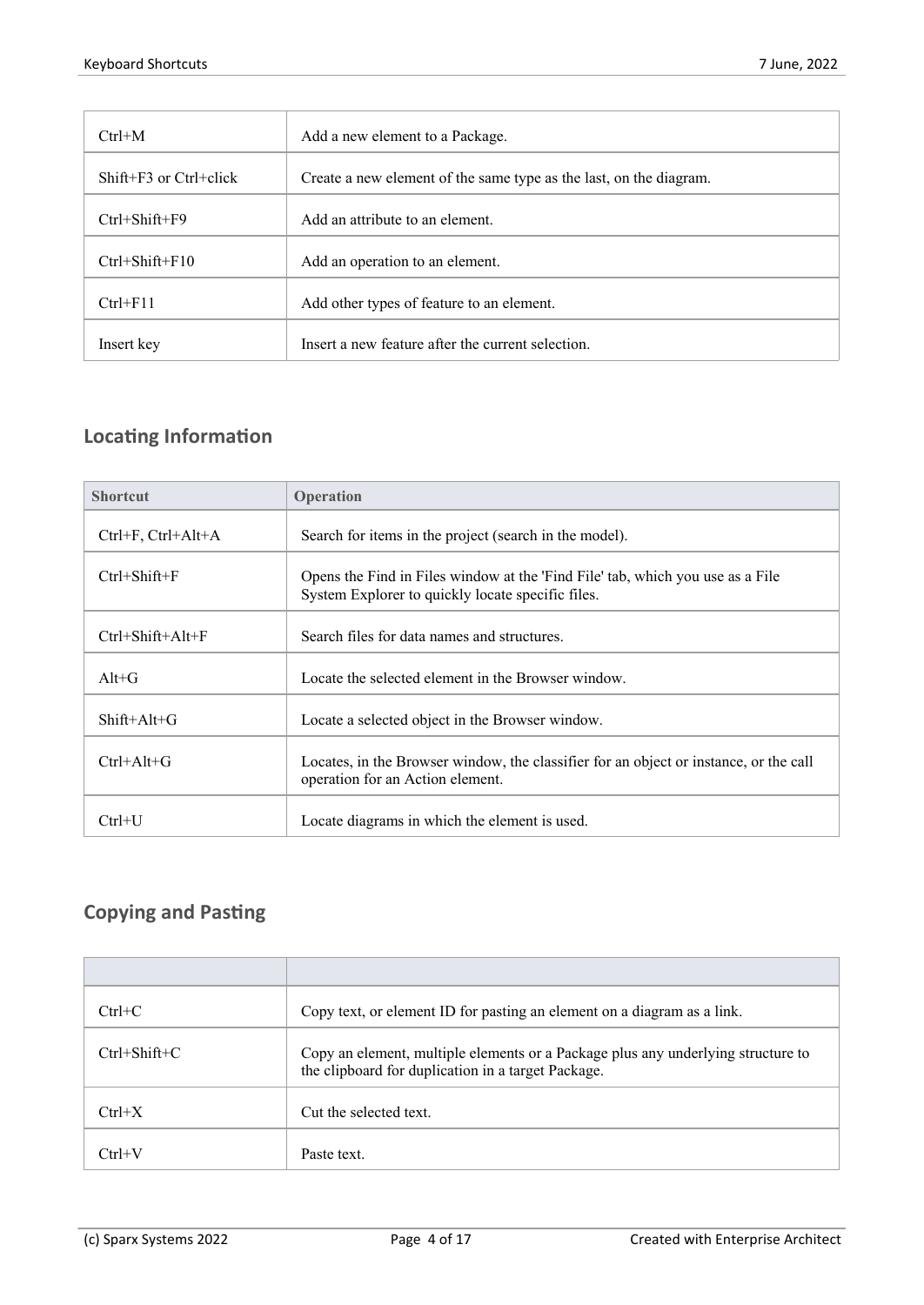| | |
|---|---|
| Ctrl+M | Add a new element to a Package. |
| Shift+F3 or Ctrl+click | Create a new element of the same type as the last, on the diagram. |
| Ctrl+Shift+F9 | Add an attribute to an element. |
| Ctrl+Shift+F10 | Add an operation to an element. |
| Ctrl+F11 | Add other types of feature to an element. |
| Insert key | Insert a new feature after the current selection. |

## Locating Information

| Shortcut | Operation |
|---|---|
| Ctrl+F, Ctrl+Alt+A | Search for items in the project (search in the model). |
| Ctrl+Shift+F | Opens the Find in Files window at the 'Find File' tab, which you use as a File System Explorer to quickly locate specific files. |
| Ctrl+Shift+Alt+F | Search files for data names and structures. |
| Alt+G | Locate the selected element in the Browser window. |
| Shift+Alt+G | Locate a selected object in the Browser window. |
| Ctrl+Alt+G | Locates, in the Browser window, the classifier for an object or instance, or the call operation for an Action element. |
| Ctrl+U | Locate diagrams in which the element is used. |

## Copying and Pasting

| | |
|---|---|
| Ctrl+C | Copy text, or element ID for pasting an element on a diagram as a link. |
| Ctrl+Shift+C | Copy an element, multiple elements or a Package plus any underlying structure to the clipboard for duplication in a target Package. |
| Ctrl+X | Cut the selected text. |
| Ctrl+V | Paste text. |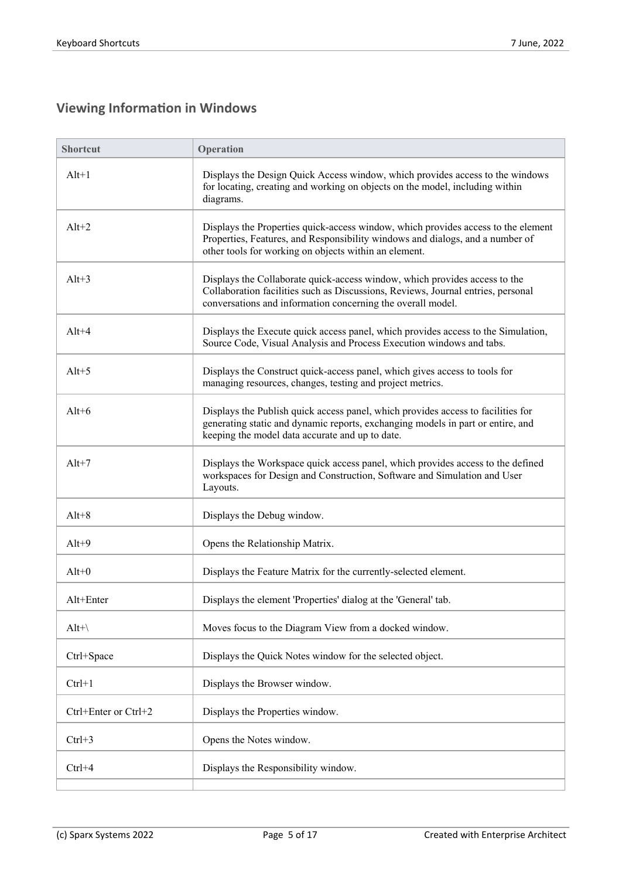## Viewing Information in Windows

| Shortcut | Operation |
|---|---|
| Alt+1 | Displays the Design Quick Access window, which provides access to the windows for locating, creating and working on objects on the model, including within diagrams. |
| Alt+2 | Displays the Properties quick-access window, which provides access to the element Properties, Features, and Responsibility windows and dialogs, and a number of other tools for working on objects within an element. |
| Alt+3 | Displays the Collaborate quick-access window, which provides access to the Collaboration facilities such as Discussions, Reviews, Journal entries, personal conversations and information concerning the overall model. |
| Alt+4 | Displays the Execute quick access panel, which provides access to the Simulation, Source Code, Visual Analysis and Process Execution windows and tabs. |
| Alt+5 | Displays the Construct quick-access panel, which gives access to tools for managing resources, changes, testing and project metrics. |
| Alt+6 | Displays the Publish quick access panel, which provides access to facilities for generating static and dynamic reports, exchanging models in part or entire, and keeping the model data accurate and up to date. |
| Alt+7 | Displays the Workspace quick access panel, which provides access to the defined workspaces for Design and Construction, Software and Simulation and User Layouts. |
| Alt+8 | Displays the Debug window. |
| Alt+9 | Opens the Relationship Matrix. |
| Alt+0 | Displays the Feature Matrix for the currently-selected element. |
| Alt+Enter | Displays the element 'Properties' dialog at the 'General' tab. |
| Alt+\ | Moves focus to the Diagram View from a docked window. |
| Ctrl+Space | Displays the Quick Notes window for the selected object. |
| Ctrl+1 | Displays the Browser window. |
| Ctrl+Enter or Ctrl+2 | Displays the Properties window. |
| Ctrl+3 | Opens the Notes window. |
| Ctrl+4 | Displays the Responsibility window. |
| | |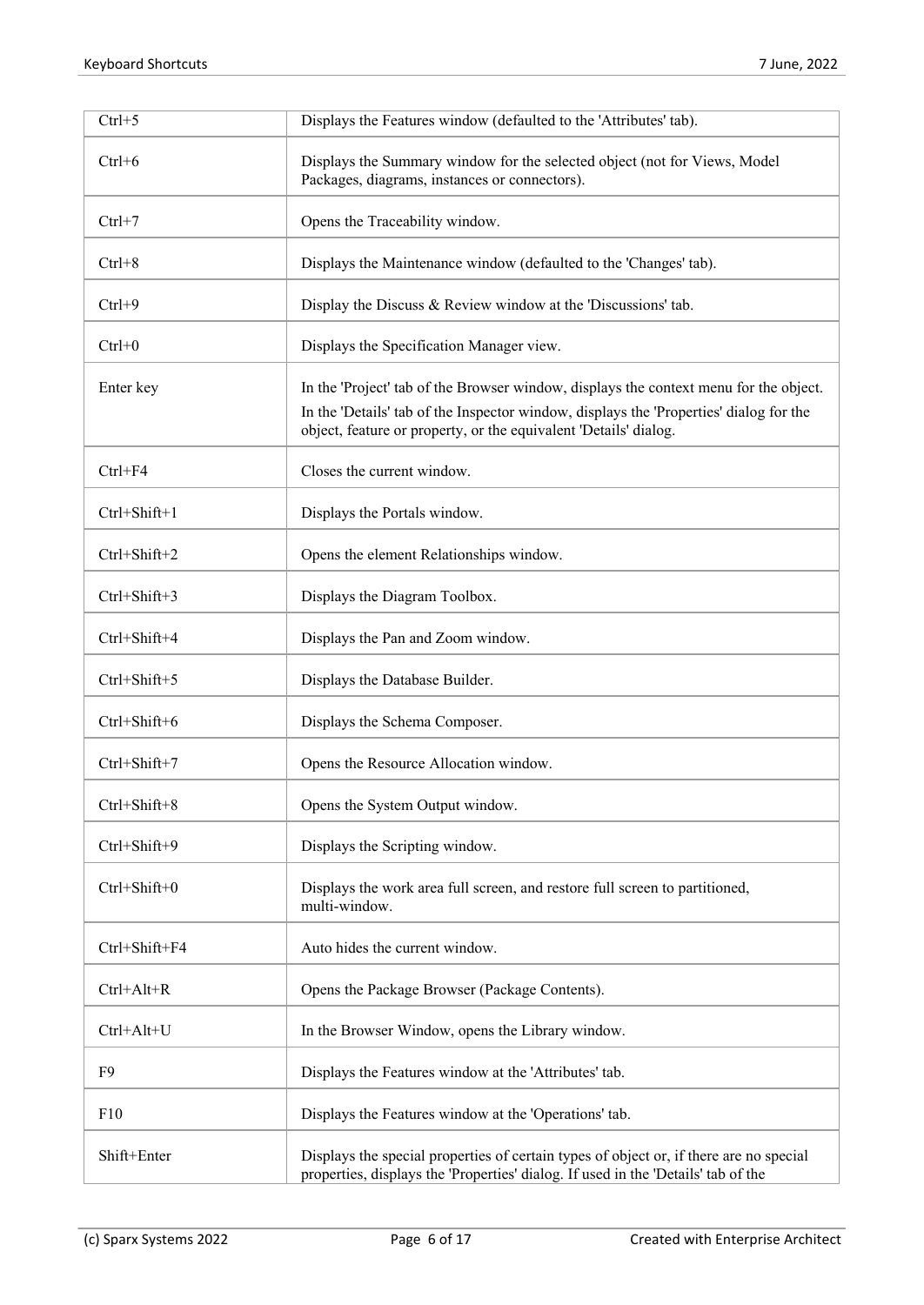| | |
|---|---|
| Ctrl+5 | Displays the Features window (defaulted to the 'Attributes' tab). |
| Ctrl+6 | Displays the Summary window for the selected object (not for Views, Model Packages, diagrams, instances or connectors). |
| Ctrl+7 | Opens the Traceability window. |
| Ctrl+8 | Displays the Maintenance window (defaulted to the 'Changes' tab). |
| Ctrl+9 | Display the Discuss & Review window at the 'Discussions' tab. |
| Ctrl+0 | Displays the Specification Manager view. |
| Enter key | In the 'Project' tab of the Browser window, displays the context menu for the object.<br>In the 'Details' tab of the Inspector window, displays the 'Properties' dialog for the object, feature or property, or the equivalent 'Details' dialog. |
| Ctrl+F4 | Closes the current window. |
| Ctrl+Shift+1 | Displays the Portals window. |
| Ctrl+Shift+2 | Opens the element Relationships window. |
| Ctrl+Shift+3 | Displays the Diagram Toolbox. |
| Ctrl+Shift+4 | Displays the Pan and Zoom window. |
| Ctrl+Shift+5 | Displays the Database Builder. |
| Ctrl+Shift+6 | Displays the Schema Composer. |
| Ctrl+Shift+7 | Opens the Resource Allocation window. |
| Ctrl+Shift+8 | Opens the System Output window. |
| Ctrl+Shift+9 | Displays the Scripting window. |
| Ctrl+Shift+0 | Displays the work area full screen, and restore full screen to partitioned, multi-window. |
| Ctrl+Shift+F4 | Auto hides the current window. |
| Ctrl+Alt+R | Opens the Package Browser (Package Contents). |
| Ctrl+Alt+U | In the Browser Window, opens the Library window. |
| F9 | Displays the Features window at the 'Attributes' tab. |
| F10 | Displays the Features window at the 'Operations' tab. |
| Shift+Enter | Displays the special properties of certain types of object or, if there are no special properties, displays the 'Properties' dialog. If used in the 'Details' tab of the |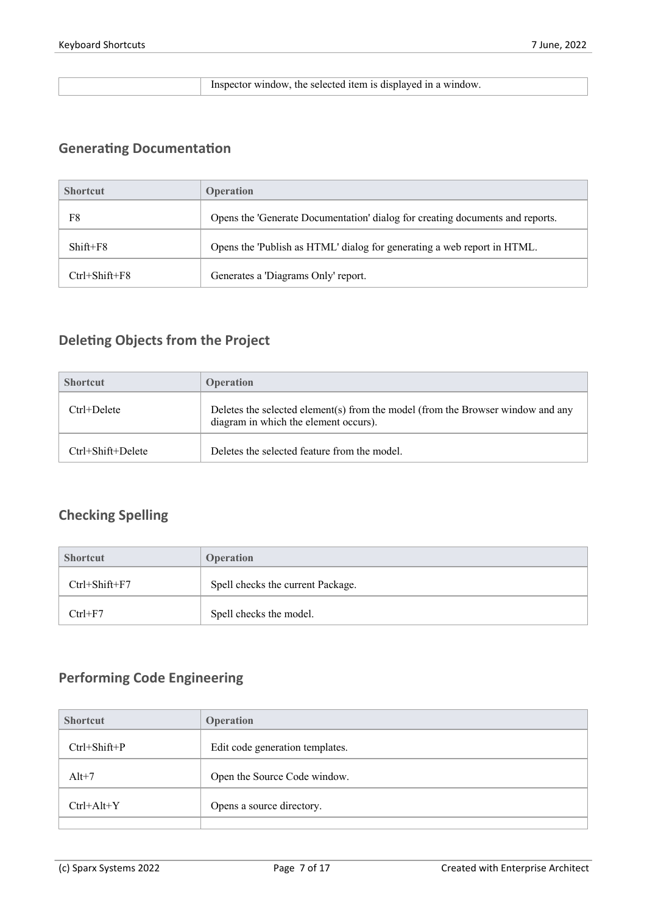|  | Inspector window, the selected item is displayed in a window. |
|---|---|

## Generating Documentation

| Shortcut | Operation |
|---|---|
| F8 | Opens the 'Generate Documentation' dialog for creating documents and reports. |
| Shift+F8 | Opens the 'Publish as HTML' dialog for generating a web report in HTML. |
| Ctrl+Shift+F8 | Generates a 'Diagrams Only' report. |

## Deleting Objects from the Project

| Shortcut | Operation |
|---|---|
| Ctrl+Delete | Deletes the selected element(s) from the model (from the Browser window and any diagram in which the element occurs). |
| Ctrl+Shift+Delete | Deletes the selected feature from the model. |

## Checking Spelling

| Shortcut | Operation |
|---|---|
| Ctrl+Shift+F7 | Spell checks the current Package. |
| Ctrl+F7 | Spell checks the model. |

## Performing Code Engineering

| Shortcut | Operation |
|---|---|
| Ctrl+Shift+P | Edit code generation templates. |
| Alt+7 | Open the Source Code window. |
| Ctrl+Alt+Y | Opens a source directory. |
|  |  |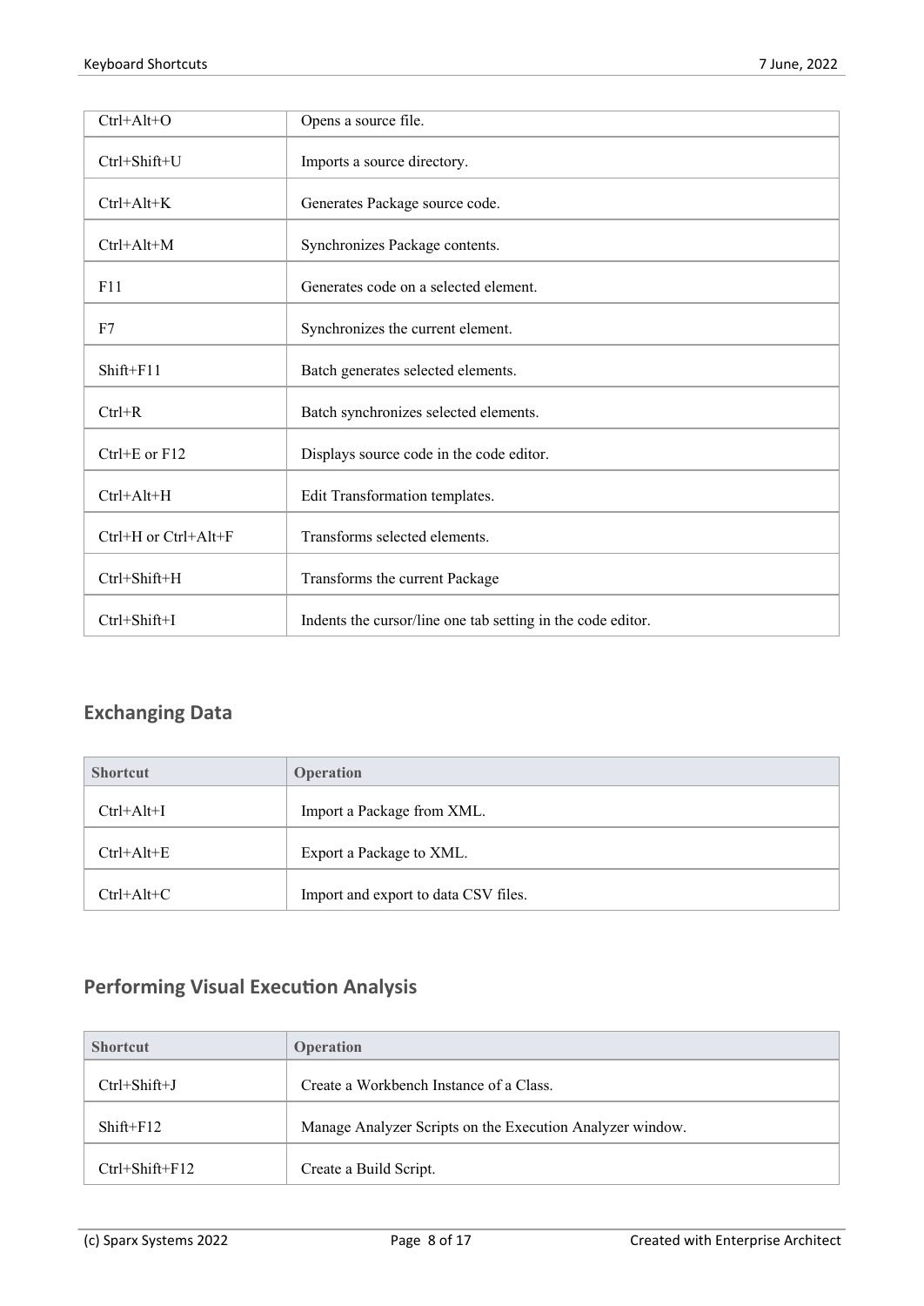| | |
|---|---|
| Ctrl+Alt+O | Opens a source file. |
| Ctrl+Shift+U | Imports a source directory. |
| Ctrl+Alt+K | Generates Package source code. |
| Ctrl+Alt+M | Synchronizes Package contents. |
| F11 | Generates code on a selected element. |
| F7 | Synchronizes the current element. |
| Shift+F11 | Batch generates selected elements. |
| Ctrl+R | Batch synchronizes selected elements. |
| Ctrl+E or F12 | Displays source code in the code editor. |
| Ctrl+Alt+H | Edit Transformation templates. |
| Ctrl+H or Ctrl+Alt+F | Transforms selected elements. |
| Ctrl+Shift+H | Transforms the current Package |
| Ctrl+Shift+I | Indents the cursor/line one tab setting in the code editor. |

## Exchanging Data

| Shortcut | Operation |
|---|---|
| Ctrl+Alt+I | Import a Package from XML. |
| Ctrl+Alt+E | Export a Package to XML. |
| Ctrl+Alt+C | Import and export to data CSV files. |

## Performing Visual Execution Analysis

| Shortcut | Operation |
|---|---|
| Ctrl+Shift+J | Create a Workbench Instance of a Class. |
| Shift+F12 | Manage Analyzer Scripts on the Execution Analyzer window. |
| Ctrl+Shift+F12 | Create a Build Script. |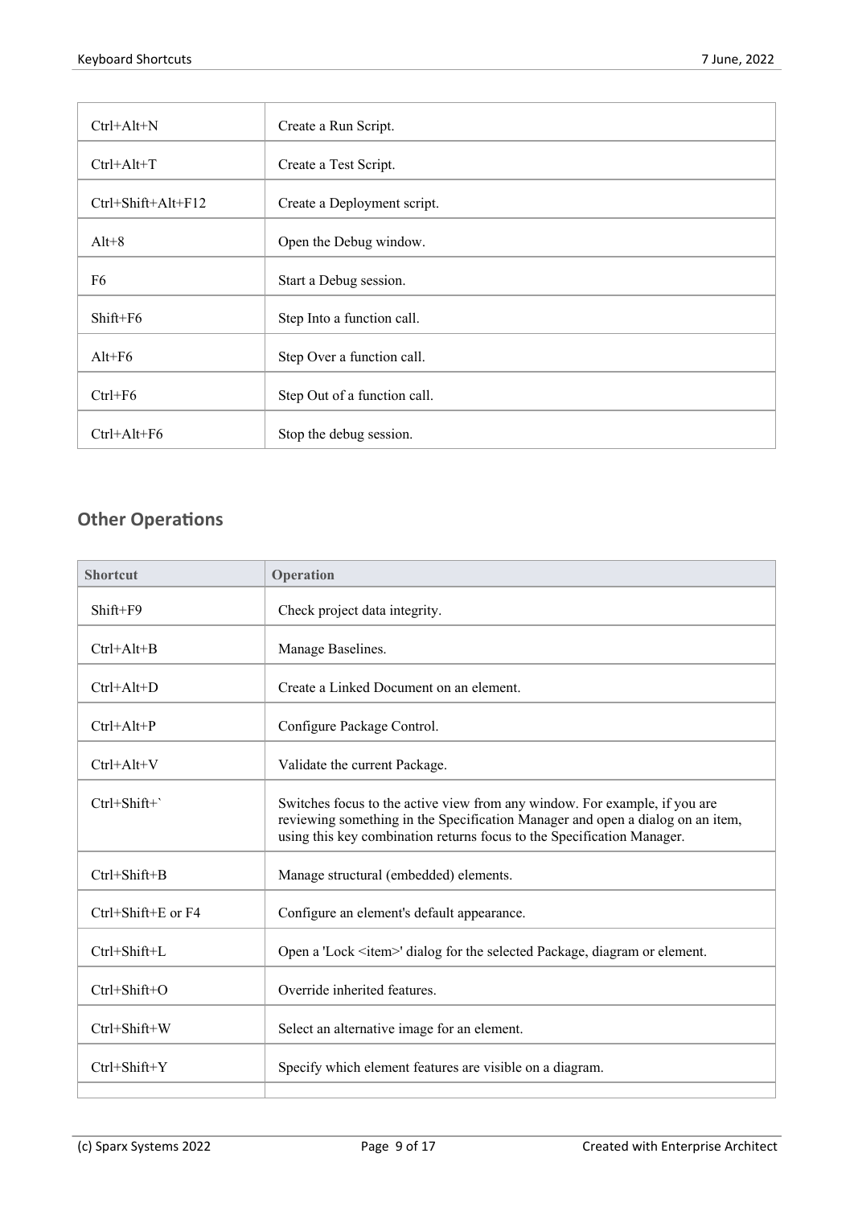| | |
|---|---|
| Ctrl+Alt+N | Create a Run Script. |
| Ctrl+Alt+T | Create a Test Script. |
| Ctrl+Shift+Alt+F12 | Create a Deployment script. |
| Alt+8 | Open the Debug window. |
| F6 | Start a Debug session. |
| Shift+F6 | Step Into a function call. |
| Alt+F6 | Step Over a function call. |
| Ctrl+F6 | Step Out of a function call. |
| Ctrl+Alt+F6 | Stop the debug session. |

## Other Operations

| Shortcut | Operation |
|---|---|
| Shift+F9 | Check project data integrity. |
| Ctrl+Alt+B | Manage Baselines. |
| Ctrl+Alt+D | Create a Linked Document on an element. |
| Ctrl+Alt+P | Configure Package Control. |
| Ctrl+Alt+V | Validate the current Package. |
| Ctrl+Shift+` | Switches focus to the active view from any window. For example, if you are reviewing something in the Specification Manager and open a dialog on an item, using this key combination returns focus to the Specification Manager. |
| Ctrl+Shift+B | Manage structural (embedded) elements. |
| Ctrl+Shift+E or F4 | Configure an element's default appearance. |
| Ctrl+Shift+L | Open a 'Lock <item>' dialog for the selected Package, diagram or element. |
| Ctrl+Shift+O | Override inherited features. |
| Ctrl+Shift+W | Select an alternative image for an element. |
| Ctrl+Shift+Y | Specify which element features are visible on a diagram. |
| | |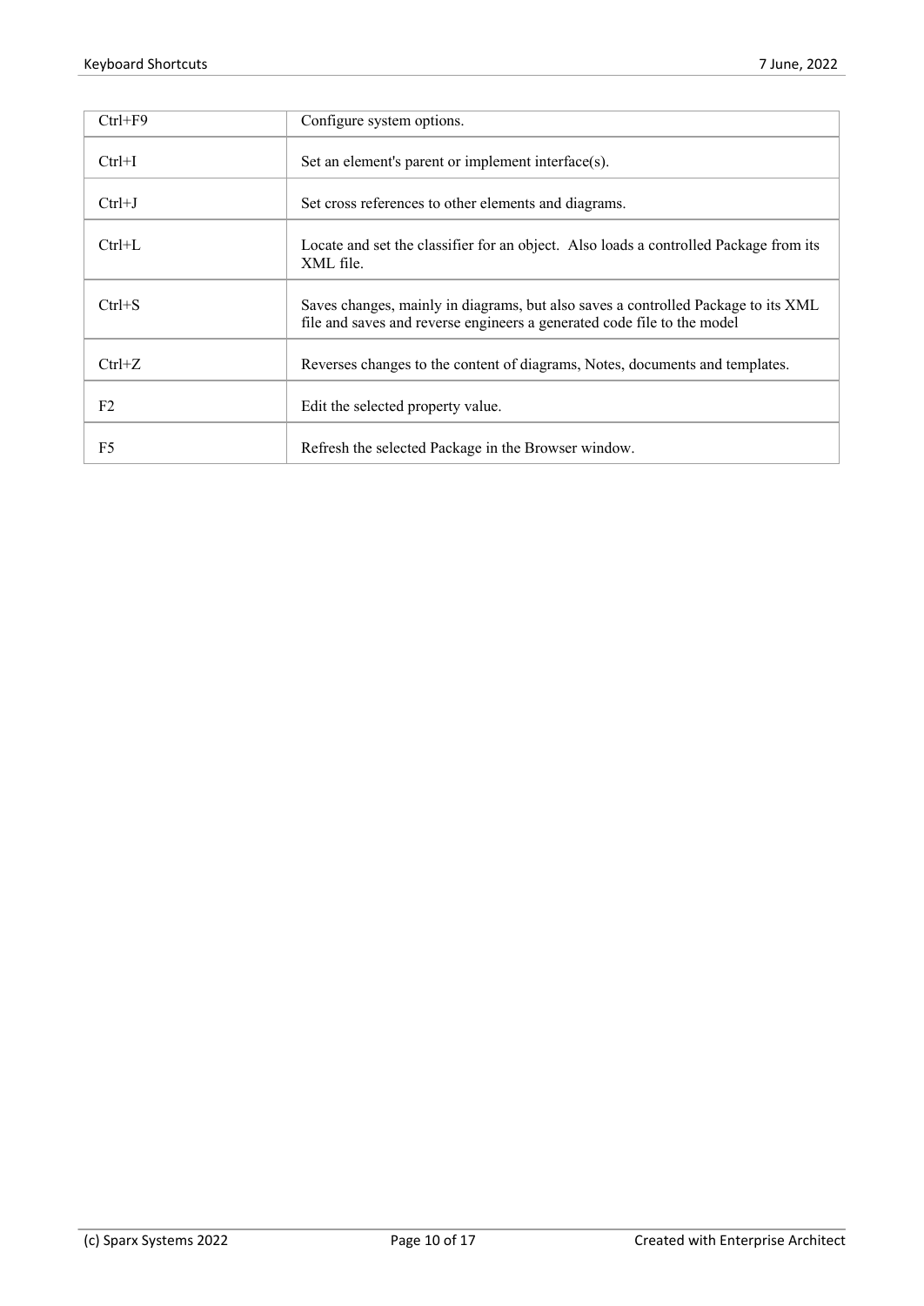| | |
|---|---|
| Ctrl+F9 | Configure system options. |
| Ctrl+I | Set an element's parent or implement interface(s). |
| Ctrl+J | Set cross references to other elements and diagrams. |
| Ctrl+L | Locate and set the classifier for an object. Also loads a controlled Package from its XML file. |
| Ctrl+S | Saves changes, mainly in diagrams, but also saves a controlled Package to its XML file and saves and reverse engineers a generated code file to the model |
| Ctrl+Z | Reverses changes to the content of diagrams, Notes, documents and templates. |
| F2 | Edit the selected property value. |
| F5 | Refresh the selected Package in the Browser window. |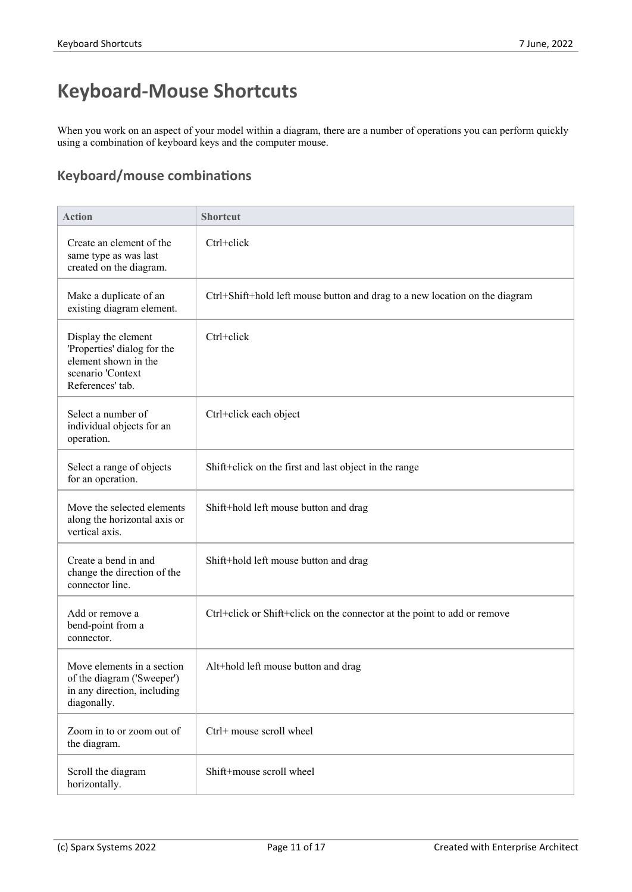# Keyboard-Mouse Shortcuts

When you work on an aspect of your model within a diagram, there are a number of operations you can perform quickly using a combination of keyboard keys and the computer mouse.

## Keyboard/mouse combinations

| Action | Shortcut |
|---|---|
| Create an element of the same type as was last created on the diagram. | Ctrl+click |
| Make a duplicate of an existing diagram element. | Ctrl+Shift+hold left mouse button and drag to a new location on the diagram |
| Display the element 'Properties' dialog for the element shown in the scenario 'Context References' tab. | Ctrl+click |
| Select a number of individual objects for an operation. | Ctrl+click each object |
| Select a range of objects for an operation. | Shift+click on the first and last object in the range |
| Move the selected elements along the horizontal axis or vertical axis. | Shift+hold left mouse button and drag |
| Create a bend in and change the direction of the connector line. | Shift+hold left mouse button and drag |
| Add or remove a bend-point from a connector. | Ctrl+click or Shift+click on the connector at the point to add or remove |
| Move elements in a section of the diagram ('Sweeper') in any direction, including diagonally. | Alt+hold left mouse button and drag |
| Zoom in to or zoom out of the diagram. | Ctrl+ mouse scroll wheel |
| Scroll the diagram horizontally. | Shift+mouse scroll wheel |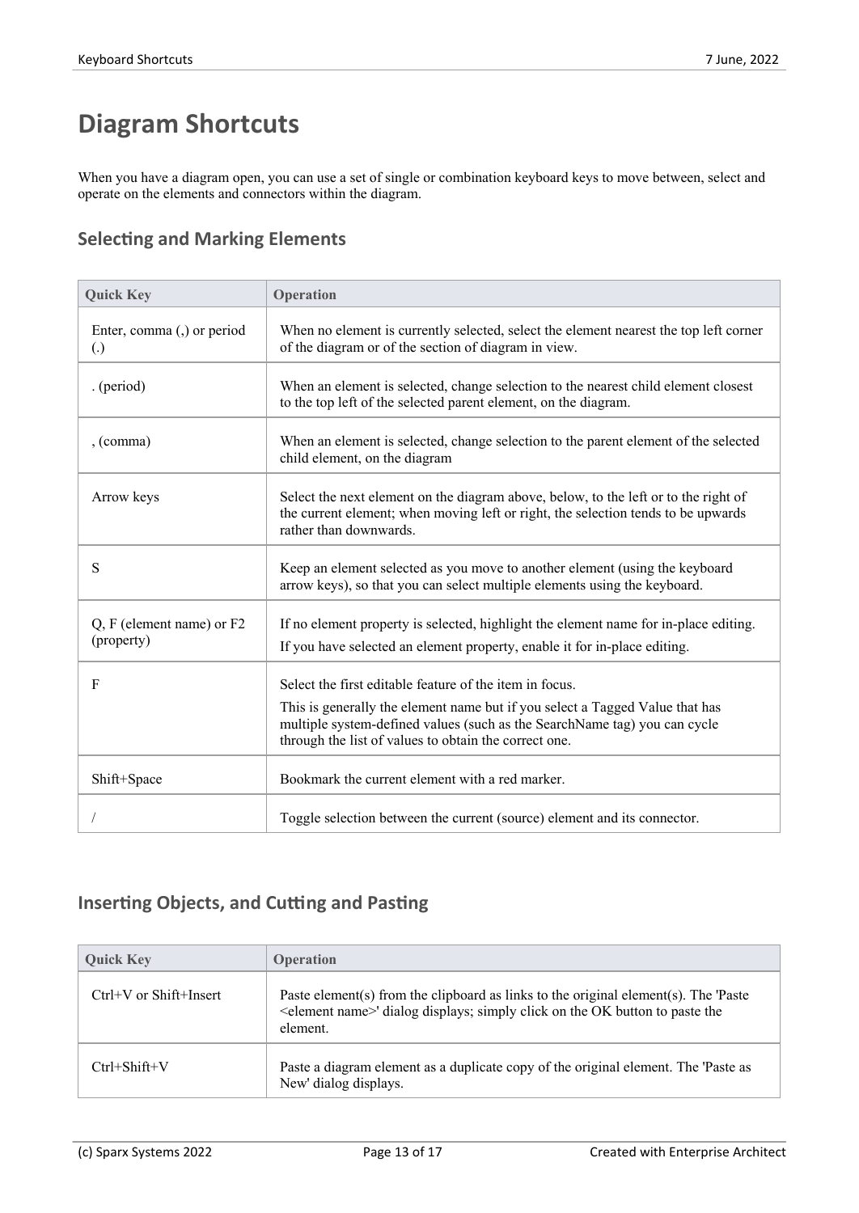# Diagram Shortcuts

When you have a diagram open, you can use a set of single or combination keyboard keys to move between, select and operate on the elements and connectors within the diagram.

## Selecting and Marking Elements

| Quick Key | Operation |
| --- | --- |
| Enter, comma (,) or period (.) | When no element is currently selected, select the element nearest the top left corner of the diagram or of the section of diagram in view. |
| . (period) | When an element is selected, change selection to the nearest child element closest to the top left of the selected parent element, on the diagram. |
| , (comma) | When an element is selected, change selection to the parent element of the selected child element, on the diagram |
| Arrow keys | Select the next element on the diagram above, below, to the left or to the right of the current element; when moving left or right, the selection tends to be upwards rather than downwards. |
| S | Keep an element selected as you move to another element (using the keyboard arrow keys), so that you can select multiple elements using the keyboard. |
| Q, F (element name) or F2 (property) | If no element property is selected, highlight the element name for in-place editing. If you have selected an element property, enable it for in-place editing. |
| F | Select the first editable feature of the item in focus. This is generally the element name but if you select a Tagged Value that has multiple system-defined values (such as the SearchName tag) you can cycle through the list of values to obtain the correct one. |
| Shift+Space | Bookmark the current element with a red marker. |
| / | Toggle selection between the current (source) element and its connector. |

## Inserting Objects, and Cutting and Pasting

| Quick Key | Operation |
| --- | --- |
| Ctrl+V or Shift+Insert | Paste element(s) from the clipboard as links to the original element(s). The 'Paste <element name>' dialog displays; simply click on the OK button to paste the element. |
| Ctrl+Shift+V | Paste a diagram element as a duplicate copy of the original element. The 'Paste as New' dialog displays. |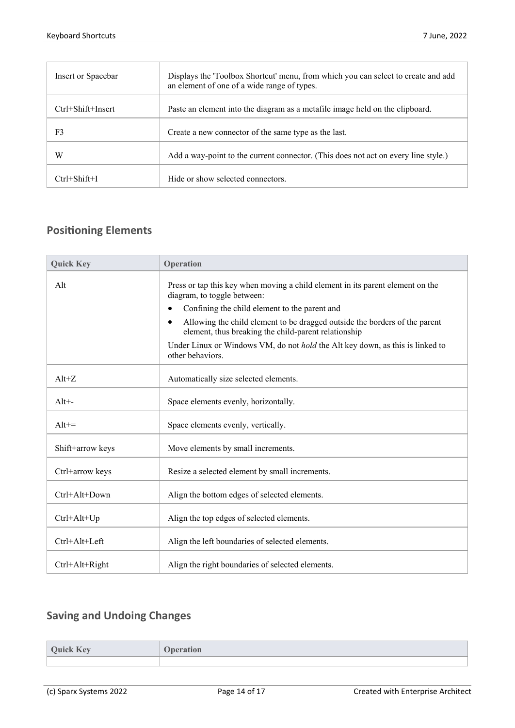| | |
|---|---|
| Insert or Spacebar | Displays the 'Toolbox Shortcut' menu, from which you can select to create and add an element of one of a wide range of types. |
| Ctrl+Shift+Insert | Paste an element into the diagram as a metafile image held on the clipboard. |
| F3 | Create a new connector of the same type as the last. |
| W | Add a way-point to the current connector. (This does not act on every line style.) |
| Ctrl+Shift+I | Hide or show selected connectors. |

## Positioning Elements

| Quick Key | Operation |
|---|---|
| Alt | Press or tap this key when moving a child element in its parent element on the diagram, to toggle between:<br>• Confining the child element to the parent and<br>• Allowing the child element to be dragged outside the borders of the parent element, thus breaking the child-parent relationship<br>Under Linux or Windows VM, do not *hold* the Alt key down, as this is linked to other behaviors. |
| Alt+Z | Automatically size selected elements. |
| Alt+- | Space elements evenly, horizontally. |
| Alt+= | Space elements evenly, vertically. |
| Shift+arrow keys | Move elements by small increments. |
| Ctrl+arrow keys | Resize a selected element by small increments. |
| Ctrl+Alt+Down | Align the bottom edges of selected elements. |
| Ctrl+Alt+Up | Align the top edges of selected elements. |
| Ctrl+Alt+Left | Align the left boundaries of selected elements. |
| Ctrl+Alt+Right | Align the right boundaries of selected elements. |

## Saving and Undoing Changes

| Quick Key | Operation |
|---|---|
| | |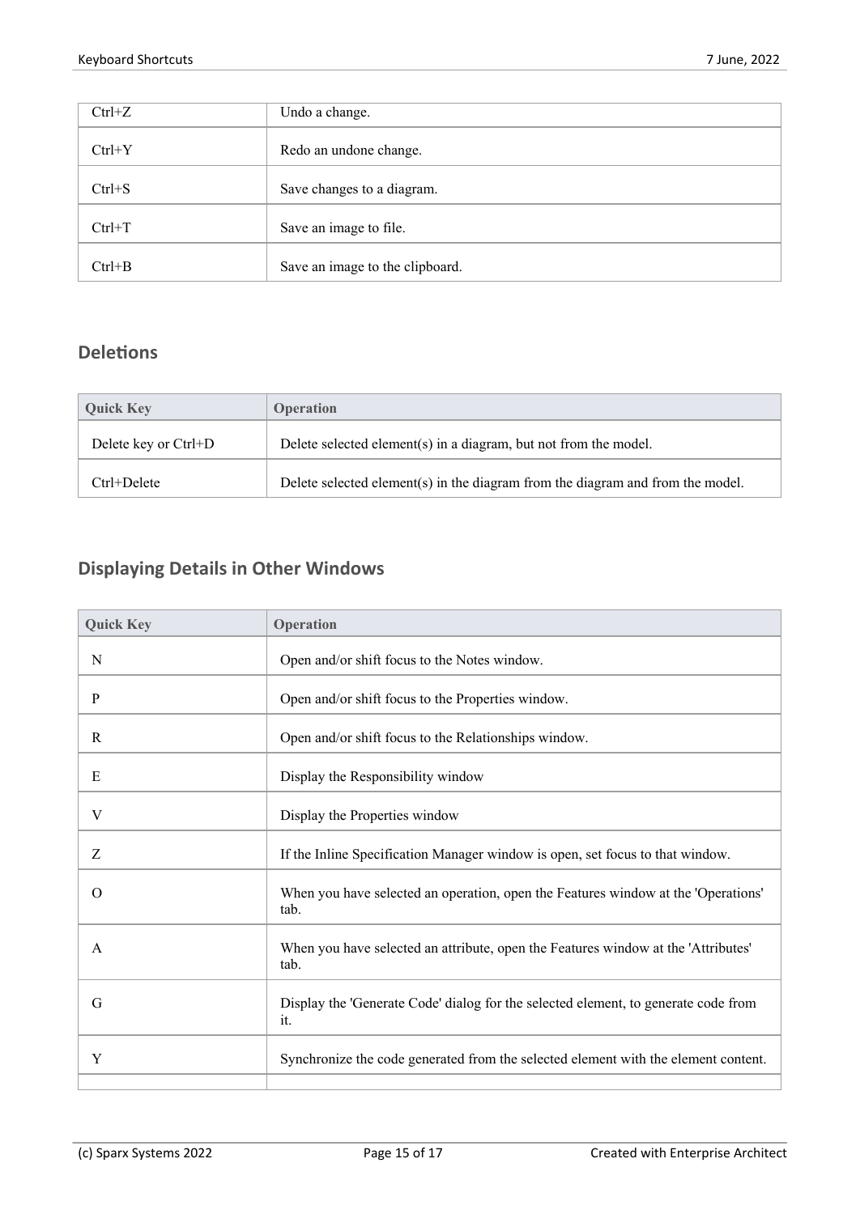| | |
|---|---|
| Ctrl+Z | Undo a change. |
| Ctrl+Y | Redo an undone change. |
| Ctrl+S | Save changes to a diagram. |
| Ctrl+T | Save an image to file. |
| Ctrl+B | Save an image to the clipboard. |

## Deletions

| Quick Key | Operation |
|---|---|
| Delete key or Ctrl+D | Delete selected element(s) in a diagram, but not from the model. |
| Ctrl+Delete | Delete selected element(s) in the diagram from the diagram and from the model. |

## Displaying Details in Other Windows

| Quick Key | Operation |
|---|---|
| N | Open and/or shift focus to the Notes window. |
| P | Open and/or shift focus to the Properties window. |
| R | Open and/or shift focus to the Relationships window. |
| E | Display the Responsibility window |
| V | Display the Properties window |
| Z | If the Inline Specification Manager window is open, set focus to that window. |
| O | When you have selected an operation, open the Features window at the 'Operations' tab. |
| A | When you have selected an attribute, open the Features window at the 'Attributes' tab. |
| G | Display the 'Generate Code' dialog for the selected element, to generate code from it. |
| Y | Synchronize the code generated from the selected element with the element content. |
| | |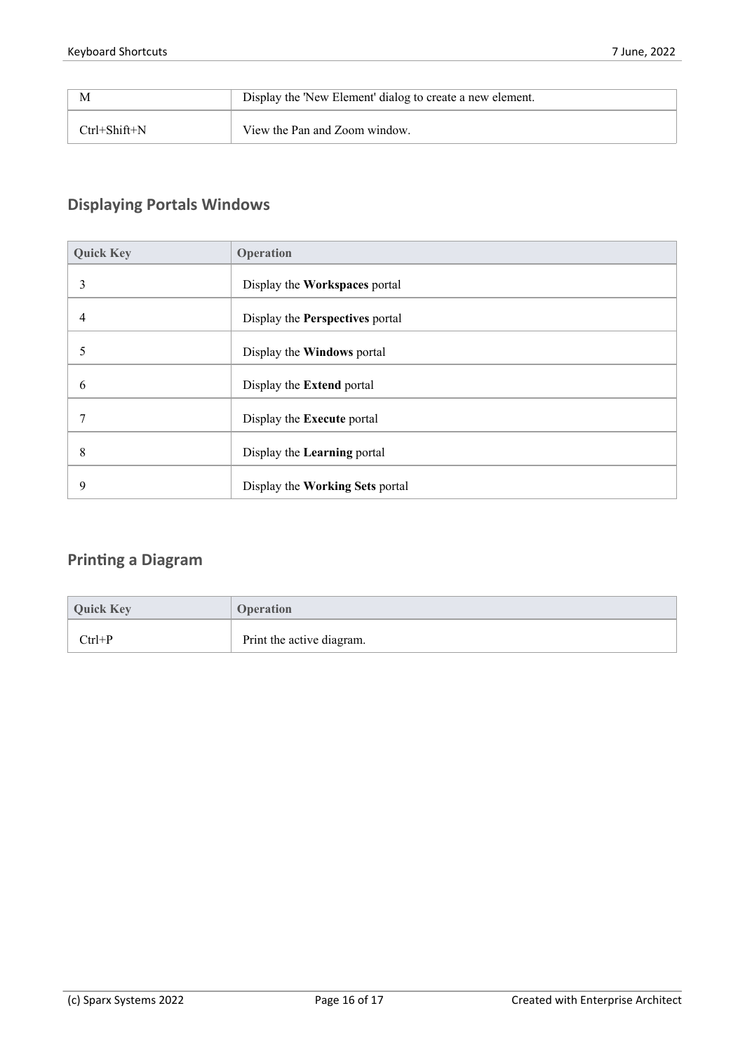| | |
|---|---|
| M | Display the 'New Element' dialog to create a new element. |
| Ctrl+Shift+N | View the Pan and Zoom window. |

## Displaying Portals Windows

| Quick Key | Operation |
|---|---|
| 3 | Display the **Workspaces** portal |
| 4 | Display the **Perspectives** portal |
| 5 | Display the **Windows** portal |
| 6 | Display the **Extend** portal |
| 7 | Display the **Execute** portal |
| 8 | Display the **Learning** portal |
| 9 | Display the **Working Sets** portal |

## Printing a Diagram

| Quick Key | Operation |
|---|---|
| Ctrl+P | Print the active diagram. |